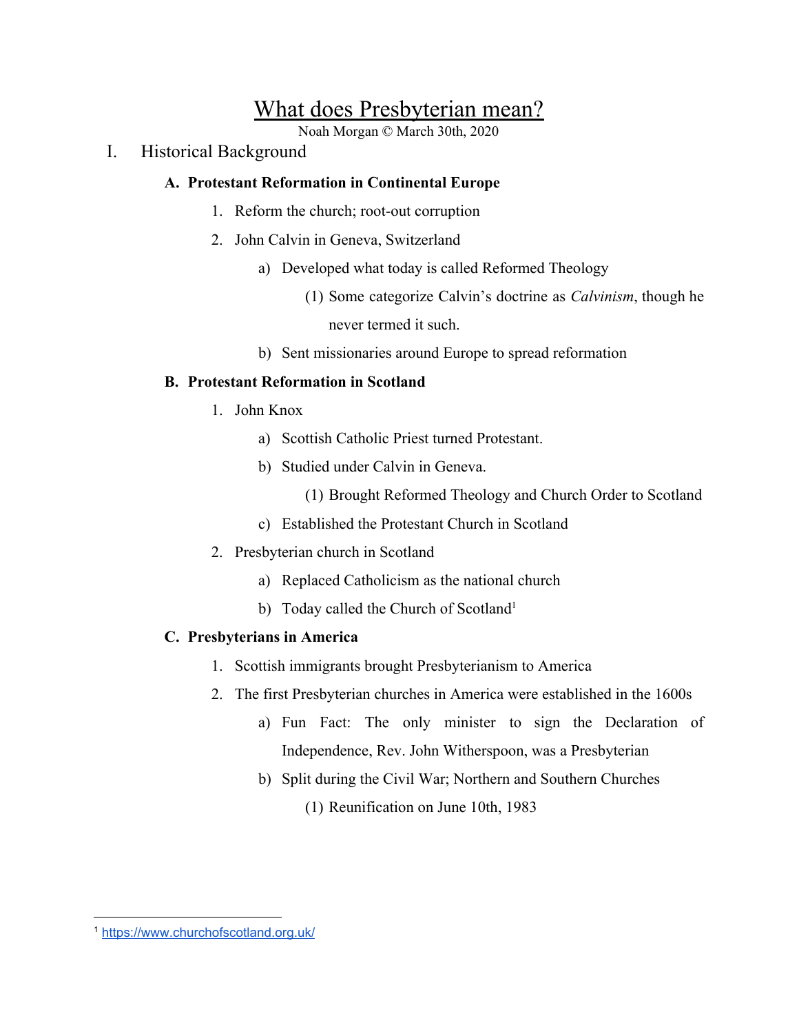# What does Presbyterian mean?

Noah Morgan © March 30th, 2020

## I. Historical Background

### A. Protestant Reformation in Continental Europe

1. Reform the church; root-out corruption
2. John Calvin in Geneva, Switzerland
    - a) Developed what today is called Reformed Theology
        - (1) Some categorize Calvin's doctrine as *Calvinism*, though he never termed it such.
    - b) Sent missionaries around Europe to spread reformation

### B. Protestant Reformation in Scotland

1. John Knox
    - a) Scottish Catholic Priest turned Protestant.
    - b) Studied under Calvin in Geneva.
        - (1) Brought Reformed Theology and Church Order to Scotland
    - c) Established the Protestant Church in Scotland
2. Presbyterian church in Scotland
    - a) Replaced Catholicism as the national church
    - b) Today called the Church of Scotland[1]

### C. Presbyterians in America

1. Scottish immigrants brought Presbyterianism to America
2. The first Presbyterian churches in America were established in the 1600s
    - a) Fun Fact: The only minister to sign the Declaration of Independence, Rev. John Witherspoon, was a Presbyterian
    - b) Split during the Civil War; Northern and Southern Churches
        - (1) Reunification on June 10th, 1983

---

[1] https://www.churchofscotland.org.uk/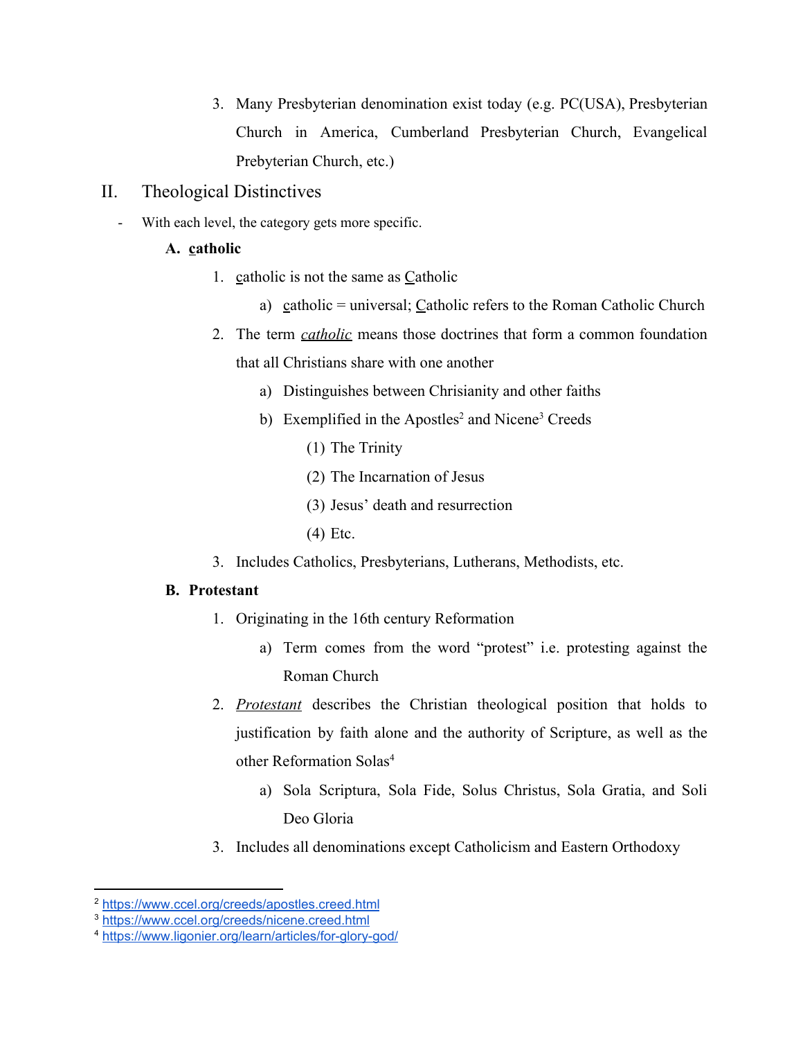3. Many Presbyterian denomination exist today (e.g. PC(USA), Presbyterian Church in America, Cumberland Presbyterian Church, Evangelical Prebyterian Church, etc.)

## II. Theological Distinctives

- With each level, the category gets more specific.

### A. catholic

1. catholic is not the same as Catholic
    a) catholic = universal; Catholic refers to the Roman Catholic Church
2. The term ***catholic*** means those doctrines that form a common foundation that all Christians share with one another
    a) Distinguishes between Chrisianity and other faiths
    b) Exemplified in the Apostles[2] and Nicene[3] Creeds
        (1) The Trinity
        (2) The Incarnation of Jesus
        (3) Jesus' death and resurrection
        (4) Etc.
3. Includes Catholics, Presbyterians, Lutherans, Methodists, etc.

### B. Protestant

1. Originating in the 16th century Reformation
    a) Term comes from the word "protest" i.e. protesting against the Roman Church
2. *Protestant* describes the Christian theological position that holds to justification by faith alone and the authority of Scripture, as well as the other Reformation Solas[4]
    a) Sola Scriptura, Sola Fide, Solus Christus, Sola Gratia, and Soli Deo Gloria
3. Includes all denominations except Catholicism and Eastern Orthodoxy

---

[2] https://www.ccel.org/creeds/apostles.creed.html
[3] https://www.ccel.org/creeds/nicene.creed.html
[4] https://www.ligonier.org/learn/articles/for-glory-god/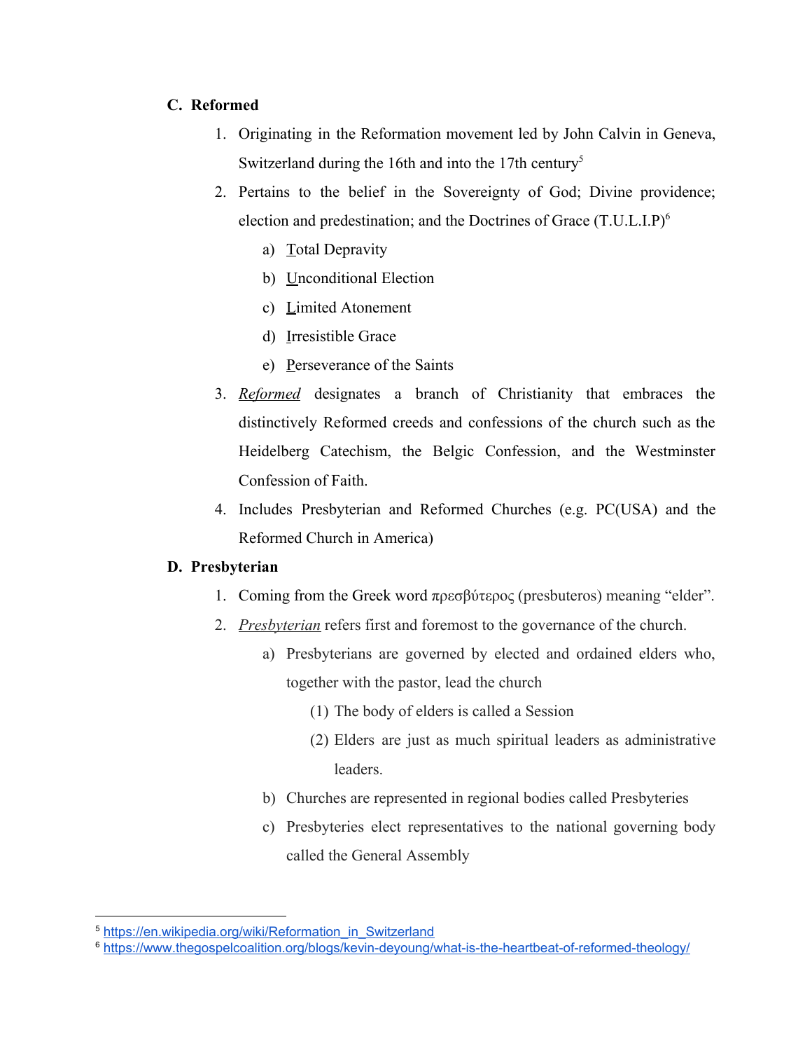## C. Reformed

1. Originating in the Reformation movement led by John Calvin in Geneva, Switzerland during the 16th and into the 17th century[5]
2. Pertains to the belief in the Sovereignty of God; Divine providence; election and predestination; and the Doctrines of Grace (T.U.L.I.P)[6]
    a) Total Depravity
    b) Unconditional Election
    c) Limited Atonement
    d) Irresistible Grace
    e) Perseverance of the Saints
3. *Reformed* designates a branch of Christianity that embraces the distinctively Reformed creeds and confessions of the church such as the Heidelberg Catechism, the Belgic Confession, and the Westminster Confession of Faith.
4. Includes Presbyterian and Reformed Churches (e.g. PC(USA) and the Reformed Church in America)

## D. Presbyterian

1. Coming from the Greek word πρεσβύτερος (presbuteros) meaning "elder".
2. *Presbyterian* refers first and foremost to the governance of the church.
    a) Presbyterians are governed by elected and ordained elders who, together with the pastor, lead the church
        (1) The body of elders is called a Session
        (2) Elders are just as much spiritual leaders as administrative leaders.
    b) Churches are represented in regional bodies called Presbyteries
    c) Presbyteries elect representatives to the national governing body called the General Assembly

---

[5] https://en.wikipedia.org/wiki/Reformation_in_Switzerland

[6] https://www.thegospelcoalition.org/blogs/kevin-deyoung/what-is-the-heartbeat-of-reformed-theology/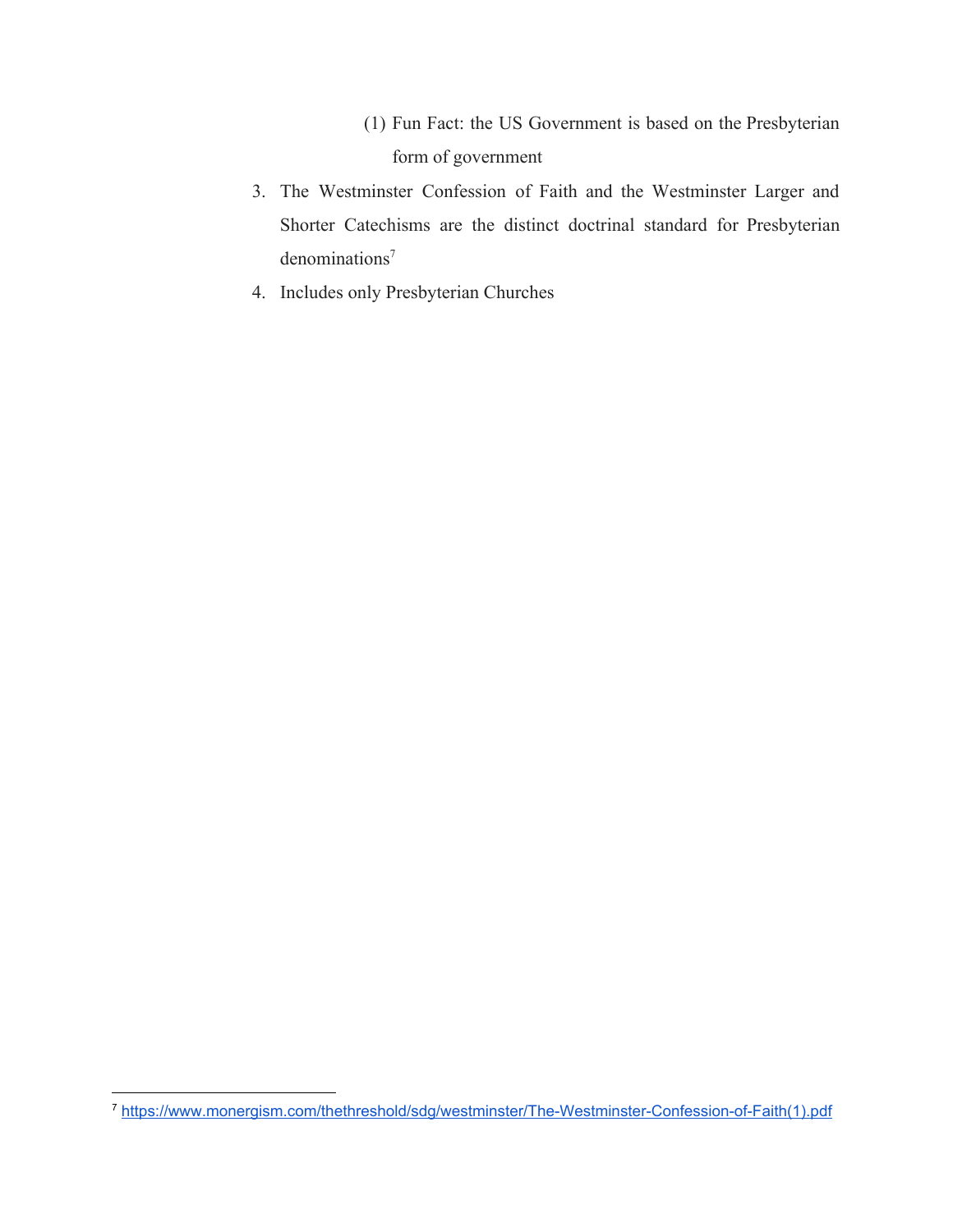(1) Fun Fact: the US Government is based on the Presbyterian form of government

3. The Westminster Confession of Faith and the Westminster Larger and Shorter Catechisms are the distinct doctrinal standard for Presbyterian denominations[7]
4. Includes only Presbyterian Churches

---

[7] https://www.monergism.com/thethreshold/sdg/westminster/The-Westminster-Confession-of-Faith(1).pdf